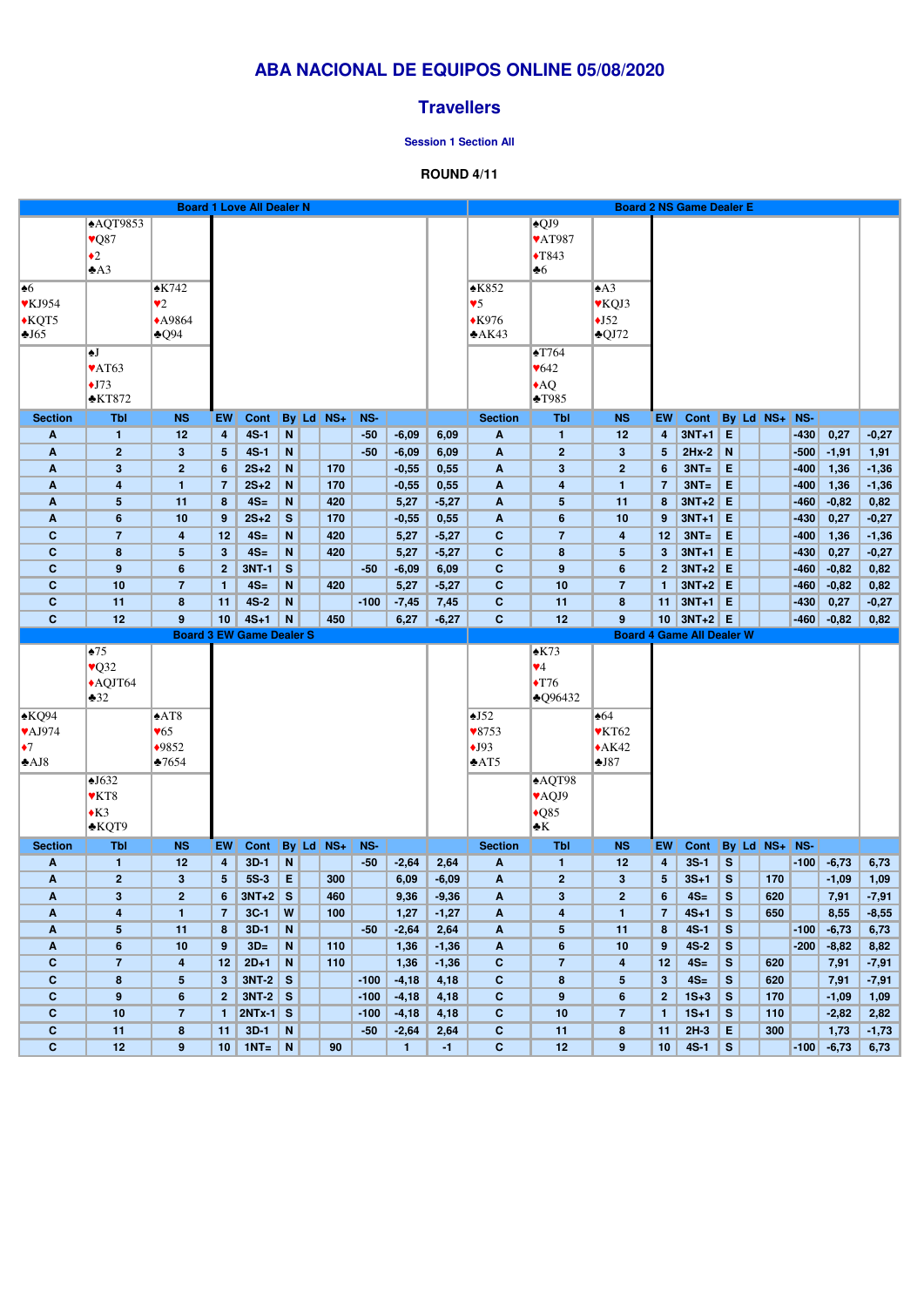# ABA NACIONAL DE EQUIPOS ONLINE 05/08/2020

## Travellers

**Session 1 Section All**

**ROUND 4/11**

### Board 1 Love All Dealer N

North: ♠AQT9853 ♥Q87 ♦2 ♣A3
West: ♠6 ♥KJ954 ♦KQT5 ♣J65
East: ♠K742 ♥2 ♦A9864 ♣Q94
South: ♠J ♥AT63 ♦J73 ♣KT872

| Section | Tbl | NS | EW | Cont | By | Ld | NS+ | NS- | | |
|---|---|---|---|---|---|---|---|---|---|---|
| A | 1 | 12 | 4 | 4S-1 | N | | | -50 | -6,09 | 6,09 |
| A | 2 | 3 | 5 | 4S-1 | N | | | -50 | -6,09 | 6,09 |
| A | 3 | 2 | 6 | 2S+2 | N | | 170 | | -0,55 | 0,55 |
| A | 4 | 1 | 7 | 2S+2 | N | | 170 | | -0,55 | 0,55 |
| A | 5 | 11 | 8 | 4S= | N | | 420 | | 5,27 | -5,27 |
| A | 6 | 10 | 9 | 2S+2 | S | | 170 | | -0,55 | 0,55 |
| C | 7 | 4 | 12 | 4S= | N | | 420 | | 5,27 | -5,27 |
| C | 8 | 5 | 3 | 4S= | N | | 420 | | 5,27 | -5,27 |
| C | 9 | 6 | 2 | 3NT-1 | S | | | -50 | -6,09 | 6,09 |
| C | 10 | 7 | 1 | 4S= | N | | 420 | | 5,27 | -5,27 |
| C | 11 | 8 | 11 | 4S-2 | N | | | -100 | -7,45 | 7,45 |
| C | 12 | 9 | 10 | 4S+1 | N | | 450 | | 6,27 | -6,27 |

### Board 2 NS Game Dealer E

North: ♠QJ9 ♥AT987 ♦T843 ♣6
West: ♠K852 ♥5 ♦K976 ♣AK43
East: ♠A3 ♥KQJ3 ♦J52 ♣QJ72
South: ♠T764 ♥642 ♦AQ ♣T985

| Section | Tbl | NS | EW | Cont | By | Ld | NS+ | NS- | | |
|---|---|---|---|---|---|---|---|---|---|---|
| A | 1 | 12 | 4 | 3NT+1 | E | | | -430 | 0,27 | -0,27 |
| A | 2 | 3 | 5 | 2Hx-2 | N | | | -500 | -1,91 | 1,91 |
| A | 3 | 2 | 6 | 3NT= | E | | | -400 | 1,36 | -1,36 |
| A | 4 | 1 | 7 | 3NT= | E | | | -400 | 1,36 | -1,36 |
| A | 5 | 11 | 8 | 3NT+2 | E | | | -460 | -0,82 | 0,82 |
| A | 6 | 10 | 9 | 3NT+1 | E | | | -430 | 0,27 | -0,27 |
| C | 7 | 4 | 12 | 3NT= | E | | | -400 | 1,36 | -1,36 |
| C | 8 | 5 | 3 | 3NT+1 | E | | | -430 | 0,27 | -0,27 |
| C | 9 | 6 | 2 | 3NT+2 | E | | | -460 | -0,82 | 0,82 |
| C | 10 | 7 | 1 | 3NT+2 | E | | | -460 | -0,82 | 0,82 |
| C | 11 | 8 | 11 | 3NT+1 | E | | | -430 | 0,27 | -0,27 |
| C | 12 | 9 | 10 | 3NT+2 | E | | | -460 | -0,82 | 0,82 |

### Board 3 EW Game Dealer S

North: ♠75 ♥Q32 ♦AQJT64 ♣32
West: ♠KQ94 ♥AJ974 ♦7 ♣AJ8
East: ♠AT8 ♥65 ♦9852 ♣7654
South: ♠J632 ♥KT8 ♦K3 ♣KQT9

| Section | Tbl | NS | EW | Cont | By | Ld | NS+ | NS- | | |
|---|---|---|---|---|---|---|---|---|---|---|
| A | 1 | 12 | 4 | 3D-1 | N | | | -50 | -2,64 | 2,64 |
| A | 2 | 3 | 5 | 5S-3 | E | | 300 | | 6,09 | -6,09 |
| A | 3 | 2 | 6 | 3NT+2 | S | | 460 | | 9,36 | -9,36 |
| A | 4 | 1 | 7 | 3C-1 | W | | 100 | | 1,27 | -1,27 |
| A | 5 | 11 | 8 | 3D-1 | N | | | -50 | -2,64 | 2,64 |
| A | 6 | 10 | 9 | 3D= | N | | 110 | | 1,36 | -1,36 |
| C | 7 | 4 | 12 | 2D+1 | N | | 110 | | 1,36 | -1,36 |
| C | 8 | 5 | 3 | 3NT-2 | S | | | -100 | -4,18 | 4,18 |
| C | 9 | 6 | 2 | 3NT-2 | S | | | -100 | -4,18 | 4,18 |
| C | 10 | 7 | 1 | 2NTx-1 | S | | | -100 | -4,18 | 4,18 |
| C | 11 | 8 | 11 | 3D-1 | N | | | -50 | -2,64 | 2,64 |
| C | 12 | 9 | 10 | 1NT= | N | | 90 | | 1 | -1 |

### Board 4 Game All Dealer W

North: ♠K73 ♥4 ♦T76 ♣Q96432
West: ♠J52 ♥8753 ♦J93 ♣AT5
East: ♠64 ♥KT62 ♦AK42 ♣J87
South: ♠AQT98 ♥AQJ9 ♦Q85 ♣K

| Section | Tbl | NS | EW | Cont | By | Ld | NS+ | NS- | | |
|---|---|---|---|---|---|---|---|---|---|---|
| A | 1 | 12 | 4 | 3S-1 | S | | | -100 | -6,73 | 6,73 |
| A | 2 | 3 | 5 | 3S+1 | S | | 170 | | -1,09 | 1,09 |
| A | 3 | 2 | 6 | 4S= | S | | 620 | | 7,91 | -7,91 |
| A | 4 | 1 | 7 | 4S+1 | S | | 650 | | 8,55 | -8,55 |
| A | 5 | 11 | 8 | 4S-1 | S | | | -100 | -6,73 | 6,73 |
| A | 6 | 10 | 9 | 4S-2 | S | | | -200 | -8,82 | 8,82 |
| C | 7 | 4 | 12 | 4S= | S | | 620 | | 7,91 | -7,91 |
| C | 8 | 5 | 3 | 4S= | S | | 620 | | 7,91 | -7,91 |
| C | 9 | 6 | 2 | 1S+3 | S | | 170 | | -1,09 | 1,09 |
| C | 10 | 7 | 1 | 1S+1 | S | | 110 | | -2,82 | 2,82 |
| C | 11 | 8 | 11 | 2H-3 | E | | 300 | | 1,73 | -1,73 |
| C | 12 | 9 | 10 | 4S-1 | S | | | -100 | -6,73 | 6,73 |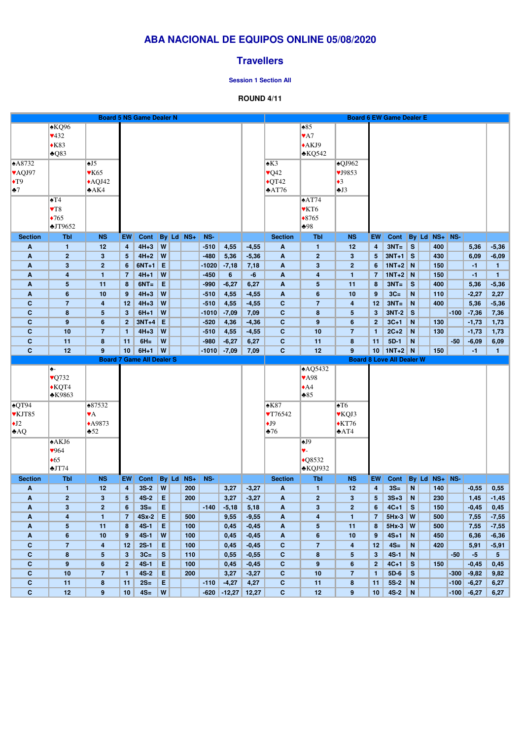# ABA NACIONAL DE EQUIPOS ONLINE 05/08/2020

## Travellers

### Session 1 Section All

**ROUND 4/11**

## Board 5 NS Game Dealer N

North: ♠KQ96 ♥432 ♦K83 ♣Q83

West: ♠A8732 ♥AQJ97 ♦T9 ♣7

East: ♠J5 ♥K65 ♦AQJ42 ♣AK4

South: ♠T4 ♥T8 ♦765 ♣JT9652

| Section | Tbl | NS | EW | Cont | By | Ld | NS+ | NS- | | |
|---|---|---|---|---|---|---|---|---|---|---|
| A | 1 | 12 | 4 | 4H+3 | W | | | -510 | 4,55 | -4,55 |
| A | 2 | 3 | 5 | 4H+2 | W | | | -480 | 5,36 | -5,36 |
| A | 3 | 2 | 6 | 6NT+1 | E | | | -1020 | -7,18 | 7,18 |
| A | 4 | 1 | 7 | 4H+1 | W | | | -450 | 6 | -6 |
| A | 5 | 11 | 8 | 6NT= | E | | | -990 | -6,27 | 6,27 |
| A | 6 | 10 | 9 | 4H+3 | W | | | -510 | 4,55 | -4,55 |
| C | 7 | 4 | 12 | 4H+3 | W | | | -510 | 4,55 | -4,55 |
| C | 8 | 5 | 3 | 6H+1 | W | | | -1010 | -7,09 | 7,09 |
| C | 9 | 6 | 2 | 3NT+4 | E | | | -520 | 4,36 | -4,36 |
| C | 10 | 7 | 1 | 4H+3 | W | | | -510 | 4,55 | -4,55 |
| C | 11 | 8 | 11 | 6H= | W | | | -980 | -6,27 | 6,27 |
| C | 12 | 9 | 10 | 6H+1 | W | | | -1010 | -7,09 | 7,09 |

## Board 6 EW Game Dealer E

North: ♠85 ♥A7 ♦AKJ9 ♣KQ542

West: ♠K3 ♥Q42 ♦QT42 ♣AT76

East: ♠QJ962 ♥J9853 ♦3 ♣J3

South: ♠AT74 ♥KT6 ♦8765 ♣98

| Section | Tbl | NS | EW | Cont | By | Ld | NS+ | NS- | | |
|---|---|---|---|---|---|---|---|---|---|---|
| A | 1 | 12 | 4 | 3NT= | S | | 400 | | 5,36 | -5,36 |
| A | 2 | 3 | 5 | 3NT+1 | S | | 430 | | 6,09 | -6,09 |
| A | 3 | 2 | 6 | 1NT+2 | N | | 150 | | -1 | 1 |
| A | 4 | 1 | 7 | 1NT+2 | N | | 150 | | -1 | 1 |
| A | 5 | 11 | 8 | 3NT= | S | | 400 | | 5,36 | -5,36 |
| A | 6 | 10 | 9 | 3C= | N | | 110 | | -2,27 | 2,27 |
| C | 7 | 4 | 12 | 3NT= | N | | 400 | | 5,36 | -5,36 |
| C | 8 | 5 | 3 | 3NT-2 | S | | | -100 | -7,36 | 7,36 |
| C | 9 | 6 | 2 | 3C+1 | N | | 130 | | -1,73 | 1,73 |
| C | 10 | 7 | 1 | 2C+2 | N | | 130 | | -1,73 | 1,73 |
| C | 11 | 8 | 11 | 5D-1 | N | | | -50 | -6,09 | 6,09 |
| C | 12 | 9 | 10 | 1NT+2 | N | | 150 | | -1 | 1 |

## Board 7 Game All Dealer S

North: ♠- ♥Q732 ♦KQT4 ♣K9863

West: ♠QT94 ♥KJT85 ♦J2 ♣AQ

East: ♠87532 ♥A ♦A9873 ♣52

South: ♠AKJ6 ♥964 ♦65 ♣JT74

| Section | Tbl | NS | EW | Cont | By | Ld | NS+ | NS- | | |
|---|---|---|---|---|---|---|---|---|---|---|
| A | 1 | 12 | 4 | 3S-2 | W | | 200 | | 3,27 | -3,27 |
| A | 2 | 3 | 5 | 4S-2 | E | | 200 | | 3,27 | -3,27 |
| A | 3 | 2 | 6 | 3S= | E | | | -140 | -5,18 | 5,18 |
| A | 4 | 1 | 7 | 4Sx-2 | E | | 500 | | 9,55 | -9,55 |
| A | 5 | 11 | 8 | 4S-1 | E | | 100 | | 0,45 | -0,45 |
| A | 6 | 10 | 9 | 4S-1 | W | | 100 | | 0,45 | -0,45 |
| C | 7 | 4 | 12 | 2S-1 | E | | 100 | | 0,45 | -0,45 |
| C | 8 | 5 | 3 | 3C= | S | | 110 | | 0,55 | -0,55 |
| C | 9 | 6 | 2 | 4S-1 | E | | 100 | | 0,45 | -0,45 |
| C | 10 | 7 | 1 | 4S-2 | E | | 200 | | 3,27 | -3,27 |
| C | 11 | 8 | 11 | 2S= | E | | | -110 | -4,27 | 4,27 |
| C | 12 | 9 | 10 | 4S= | W | | | -620 | -12,27 | 12,27 |

## Board 8 Love All Dealer W

North: ♠AQ5432 ♥A98 ♦A4 ♣85

West: ♠K87 ♥T76542 ♦J9 ♣76

East: ♠T6 ♥KQJ3 ♦KT76 ♣AT4

South: ♠J9 ♥- ♦Q8532 ♣KQJ932

| Section | Tbl | NS | EW | Cont | By | Ld | NS+ | NS- | | |
|---|---|---|---|---|---|---|---|---|---|---|
| A | 1 | 12 | 4 | 3S= | N | | 140 | | -0,55 | 0,55 |
| A | 2 | 3 | 5 | 3S+3 | N | | 230 | | 1,45 | -1,45 |
| A | 3 | 2 | 6 | 4C+1 | S | | 150 | | -0,45 | 0,45 |
| A | 4 | 1 | 7 | 5Hx-3 | W | | 500 | | 7,55 | -7,55 |
| A | 5 | 11 | 8 | 5Hx-3 | W | | 500 | | 7,55 | -7,55 |
| A | 6 | 10 | 9 | 4S+1 | N | | 450 | | 6,36 | -6,36 |
| C | 7 | 4 | 12 | 4S= | N | | 420 | | 5,91 | -5,91 |
| C | 8 | 5 | 3 | 4S-1 | N | | | -50 | -5 | 5 |
| C | 9 | 6 | 2 | 4C+1 | S | | 150 | | -0,45 | 0,45 |
| C | 10 | 7 | 1 | 5D-6 | S | | | -300 | -9,82 | 9,82 |
| C | 11 | 8 | 11 | 5S-2 | N | | | -100 | -6,27 | 6,27 |
| C | 12 | 9 | 10 | 4S-2 | N | | | -100 | -6,27 | 6,27 |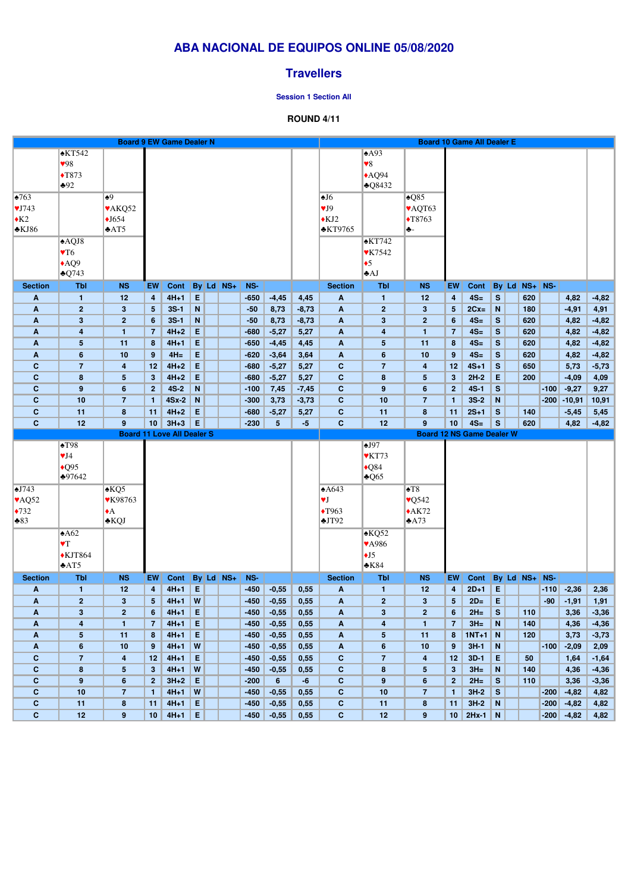# ABA NACIONAL DE EQUIPOS ONLINE 05/08/2020

## Travellers

**Session 1 Section All**

**ROUND 4/11**

### Board 9 EW Game Dealer N

North: ♠KT542 ♥98 ♦T873 ♣92
West: ♠763 ♥J743 ♦K2 ♣KJ86
East: ♠9 ♥AKQ52 ♦J654 ♣AT5
South: ♠AQJ8 ♥T6 ♦AQ9 ♣Q743

| Section | Tbl | NS | EW | Cont | By | Ld | NS+ | NS- | | |
|---|---|---|---|---|---|---|---|---|---|---|
| A | 1 | 12 | 4 | 4H+1 | E | | | -650 | -4,45 | 4,45 |
| A | 2 | 3 | 5 | 3S-1 | N | | | -50 | 8,73 | -8,73 |
| A | 3 | 2 | 6 | 3S-1 | N | | | -50 | 8,73 | -8,73 |
| A | 4 | 1 | 7 | 4H+2 | E | | | -680 | -5,27 | 5,27 |
| A | 5 | 11 | 8 | 4H+1 | E | | | -650 | -4,45 | 4,45 |
| A | 6 | 10 | 9 | 4H= | E | | | -620 | -3,64 | 3,64 |
| C | 7 | 4 | 12 | 4H+2 | E | | | -680 | -5,27 | 5,27 |
| C | 8 | 5 | 3 | 4H+2 | E | | | -680 | -5,27 | 5,27 |
| C | 9 | 6 | 2 | 4S-2 | N | | | -100 | 7,45 | -7,45 |
| C | 10 | 7 | 1 | 4Sx-2 | N | | | -300 | 3,73 | -3,73 |
| C | 11 | 8 | 11 | 4H+2 | E | | | -680 | -5,27 | 5,27 |
| C | 12 | 9 | 10 | 3H+3 | E | | | -230 | 5 | -5 |

### Board 10 Game All Dealer E

North: ♠A93 ♥8 ♦AQ94 ♣Q8432
West: ♠J6 ♥J9 ♦KJ2 ♣KT9765
East: ♠Q85 ♥AQT63 ♦T8763 ♣-
South: ♠KT742 ♥K7542 ♦5 ♣AJ

| Section | Tbl | NS | EW | Cont | By | Ld | NS+ | NS- | | |
|---|---|---|---|---|---|---|---|---|---|---|
| A | 1 | 12 | 4 | 4S= | S | | 620 | | 4,82 | -4,82 |
| A | 2 | 3 | 5 | 2Cx= | N | | 180 | | -4,91 | 4,91 |
| A | 3 | 2 | 6 | 4S= | S | | 620 | | 4,82 | -4,82 |
| A | 4 | 1 | 7 | 4S= | S | | 620 | | 4,82 | -4,82 |
| A | 5 | 11 | 8 | 4S= | S | | 620 | | 4,82 | -4,82 |
| A | 6 | 10 | 9 | 4S= | S | | 620 | | 4,82 | -4,82 |
| C | 7 | 4 | 12 | 4S+1 | S | | 650 | | 5,73 | -5,73 |
| C | 8 | 5 | 3 | 2H-2 | E | | 200 | | -4,09 | 4,09 |
| C | 9 | 6 | 2 | 4S-1 | S | | | -100 | -9,27 | 9,27 |
| C | 10 | 7 | 1 | 3S-2 | N | | | -200 | -10,91 | 10,91 |
| C | 11 | 8 | 11 | 2S+1 | S | | 140 | | -5,45 | 5,45 |
| C | 12 | 9 | 10 | 4S= | S | | 620 | | 4,82 | -4,82 |

### Board 11 Love All Dealer S

North: ♠T98 ♥J4 ♦Q95 ♣97642
West: ♠J743 ♥AQ52 ♦732 ♣83
East: ♠KQ5 ♥K98763 ♦A ♣KQJ
South: ♠A62 ♥T ♦KJT864 ♣AT5

| Section | Tbl | NS | EW | Cont | By | Ld | NS+ | NS- | | |
|---|---|---|---|---|---|---|---|---|---|---|
| A | 1 | 12 | 4 | 4H+1 | E | | | -450 | -0,55 | 0,55 |
| A | 2 | 3 | 5 | 4H+1 | W | | | -450 | -0,55 | 0,55 |
| A | 3 | 2 | 6 | 4H+1 | E | | | -450 | -0,55 | 0,55 |
| A | 4 | 1 | 7 | 4H+1 | E | | | -450 | -0,55 | 0,55 |
| A | 5 | 11 | 8 | 4H+1 | E | | | -450 | -0,55 | 0,55 |
| A | 6 | 10 | 9 | 4H+1 | W | | | -450 | -0,55 | 0,55 |
| C | 7 | 4 | 12 | 4H+1 | E | | | -450 | -0,55 | 0,55 |
| C | 8 | 5 | 3 | 4H+1 | W | | | -450 | -0,55 | 0,55 |
| C | 9 | 6 | 2 | 3H+2 | E | | | -200 | 6 | -6 |
| C | 10 | 7 | 1 | 4H+1 | W | | | -450 | -0,55 | 0,55 |
| C | 11 | 8 | 11 | 4H+1 | E | | | -450 | -0,55 | 0,55 |
| C | 12 | 9 | 10 | 4H+1 | E | | | -450 | -0,55 | 0,55 |

### Board 12 NS Game Dealer W

North: ♠J97 ♥KT73 ♦Q84 ♣Q65
West: ♠A643 ♥J ♦T963 ♣JT92
East: ♠T8 ♥Q542 ♦AK72 ♣A73
South: ♠KQ52 ♥A986 ♦J5 ♣K84

| Section | Tbl | NS | EW | Cont | By | Ld | NS+ | NS- | | |
|---|---|---|---|---|---|---|---|---|---|---|
| A | 1 | 12 | 4 | 2D+1 | E | | | -110 | -2,36 | 2,36 |
| A | 2 | 3 | 5 | 2D= | E | | | -90 | -1,91 | 1,91 |
| A | 3 | 2 | 6 | 2H= | S | | 110 | | 3,36 | -3,36 |
| A | 4 | 1 | 7 | 3H= | N | | 140 | | 4,36 | -4,36 |
| A | 5 | 11 | 8 | 1NT+1 | N | | 120 | | 3,73 | -3,73 |
| A | 6 | 10 | 9 | 3H-1 | N | | | -100 | -2,09 | 2,09 |
| C | 7 | 4 | 12 | 3D-1 | E | | 50 | | 1,64 | -1,64 |
| C | 8 | 5 | 3 | 3H= | N | | 140 | | 4,36 | -4,36 |
| C | 9 | 6 | 2 | 2H= | S | | 110 | | 3,36 | -3,36 |
| C | 10 | 7 | 1 | 3H-2 | S | | | -200 | -4,82 | 4,82 |
| C | 11 | 8 | 11 | 3H-2 | N | | | -200 | -4,82 | 4,82 |
| C | 12 | 9 | 10 | 2Hx-1 | N | | | -200 | -4,82 | 4,82 |